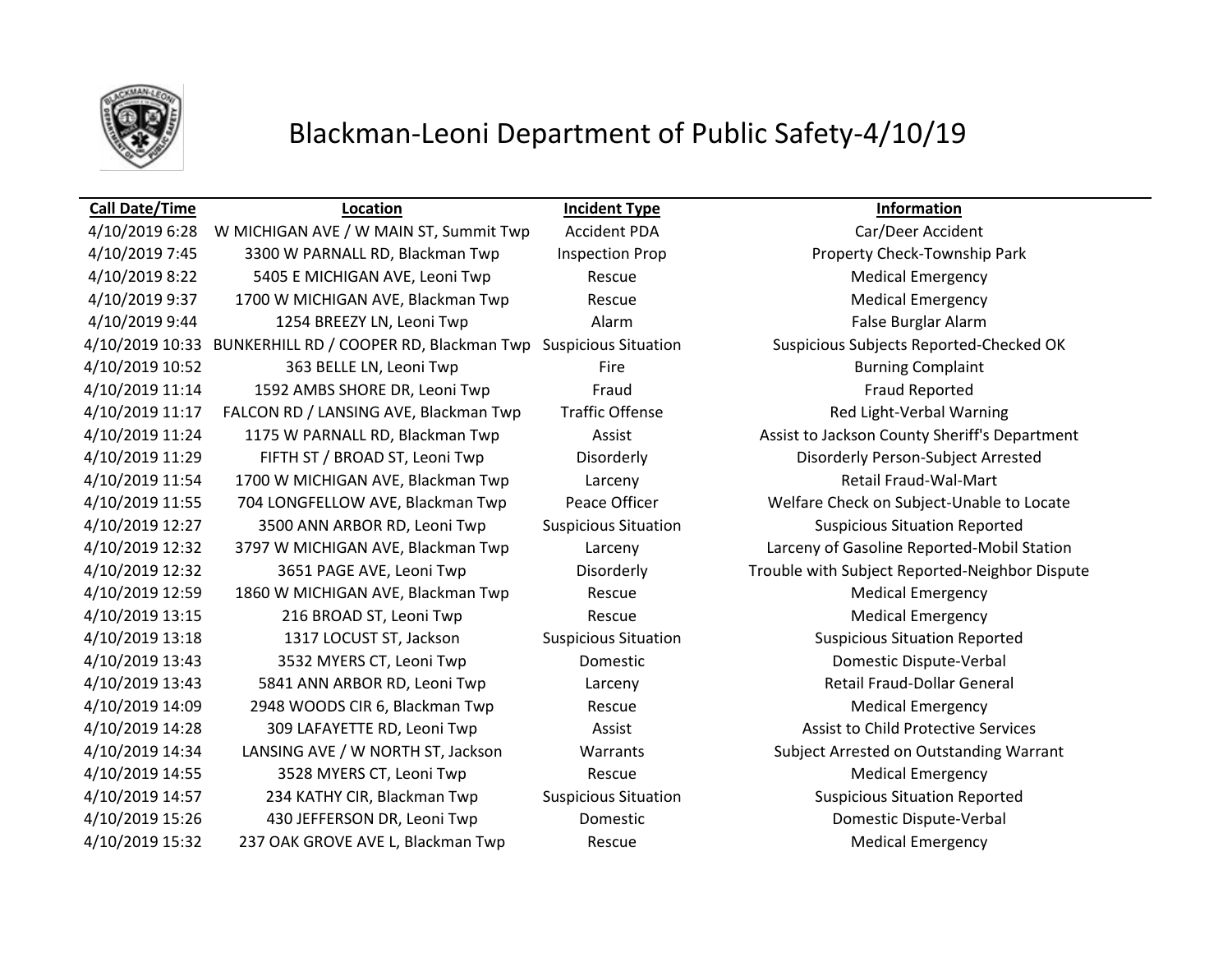# Blackman-Leoni Department of Public Safety-4/10/19

| Call Date/Time | Location | Incident Type | Information |
|---|---|---|---|
| 4/10/2019 6:28 | W MICHIGAN AVE / W MAIN ST, Summit Twp | Accident PDA | Car/Deer Accident |
| 4/10/2019 7:45 | 3300 W PARNALL RD, Blackman Twp | Inspection Prop | Property Check-Township Park |
| 4/10/2019 8:22 | 5405 E MICHIGAN AVE, Leoni Twp | Rescue | Medical Emergency |
| 4/10/2019 9:37 | 1700 W MICHIGAN AVE, Blackman Twp | Rescue | Medical Emergency |
| 4/10/2019 9:44 | 1254 BREEZY LN, Leoni Twp | Alarm | False Burglar Alarm |
| 4/10/2019 10:33 | BUNKERHILL RD / COOPER RD, Blackman Twp | Suspicious Situation | Suspicious Subjects Reported-Checked OK |
| 4/10/2019 10:52 | 363 BELLE LN, Leoni Twp | Fire | Burning Complaint |
| 4/10/2019 11:14 | 1592 AMBS SHORE DR, Leoni Twp | Fraud | Fraud Reported |
| 4/10/2019 11:17 | FALCON RD / LANSING AVE, Blackman Twp | Traffic Offense | Red Light-Verbal Warning |
| 4/10/2019 11:24 | 1175 W PARNALL RD, Blackman Twp | Assist | Assist to Jackson County Sheriff's Department |
| 4/10/2019 11:29 | FIFTH ST / BROAD ST, Leoni Twp | Disorderly | Disorderly Person-Subject Arrested |
| 4/10/2019 11:54 | 1700 W MICHIGAN AVE, Blackman Twp | Larceny | Retail Fraud-Wal-Mart |
| 4/10/2019 11:55 | 704 LONGFELLOW AVE, Blackman Twp | Peace Officer | Welfare Check on Subject-Unable to Locate |
| 4/10/2019 12:27 | 3500 ANN ARBOR RD, Leoni Twp | Suspicious Situation | Suspicious Situation Reported |
| 4/10/2019 12:32 | 3797 W MICHIGAN AVE, Blackman Twp | Larceny | Larceny of Gasoline Reported-Mobil Station |
| 4/10/2019 12:32 | 3651 PAGE AVE, Leoni Twp | Disorderly | Trouble with Subject Reported-Neighbor Dispute |
| 4/10/2019 12:59 | 1860 W MICHIGAN AVE, Blackman Twp | Rescue | Medical Emergency |
| 4/10/2019 13:15 | 216 BROAD ST, Leoni Twp | Rescue | Medical Emergency |
| 4/10/2019 13:18 | 1317 LOCUST ST, Jackson | Suspicious Situation | Suspicious Situation Reported |
| 4/10/2019 13:43 | 3532 MYERS CT, Leoni Twp | Domestic | Domestic Dispute-Verbal |
| 4/10/2019 13:43 | 5841 ANN ARBOR RD, Leoni Twp | Larceny | Retail Fraud-Dollar General |
| 4/10/2019 14:09 | 2948 WOODS CIR 6, Blackman Twp | Rescue | Medical Emergency |
| 4/10/2019 14:28 | 309 LAFAYETTE RD, Leoni Twp | Assist | Assist to Child Protective Services |
| 4/10/2019 14:34 | LANSING AVE / W NORTH ST, Jackson | Warrants | Subject Arrested on Outstanding Warrant |
| 4/10/2019 14:55 | 3528 MYERS CT, Leoni Twp | Rescue | Medical Emergency |
| 4/10/2019 14:57 | 234 KATHY CIR, Blackman Twp | Suspicious Situation | Suspicious Situation Reported |
| 4/10/2019 15:26 | 430 JEFFERSON DR, Leoni Twp | Domestic | Domestic Dispute-Verbal |
| 4/10/2019 15:32 | 237 OAK GROVE AVE L, Blackman Twp | Rescue | Medical Emergency |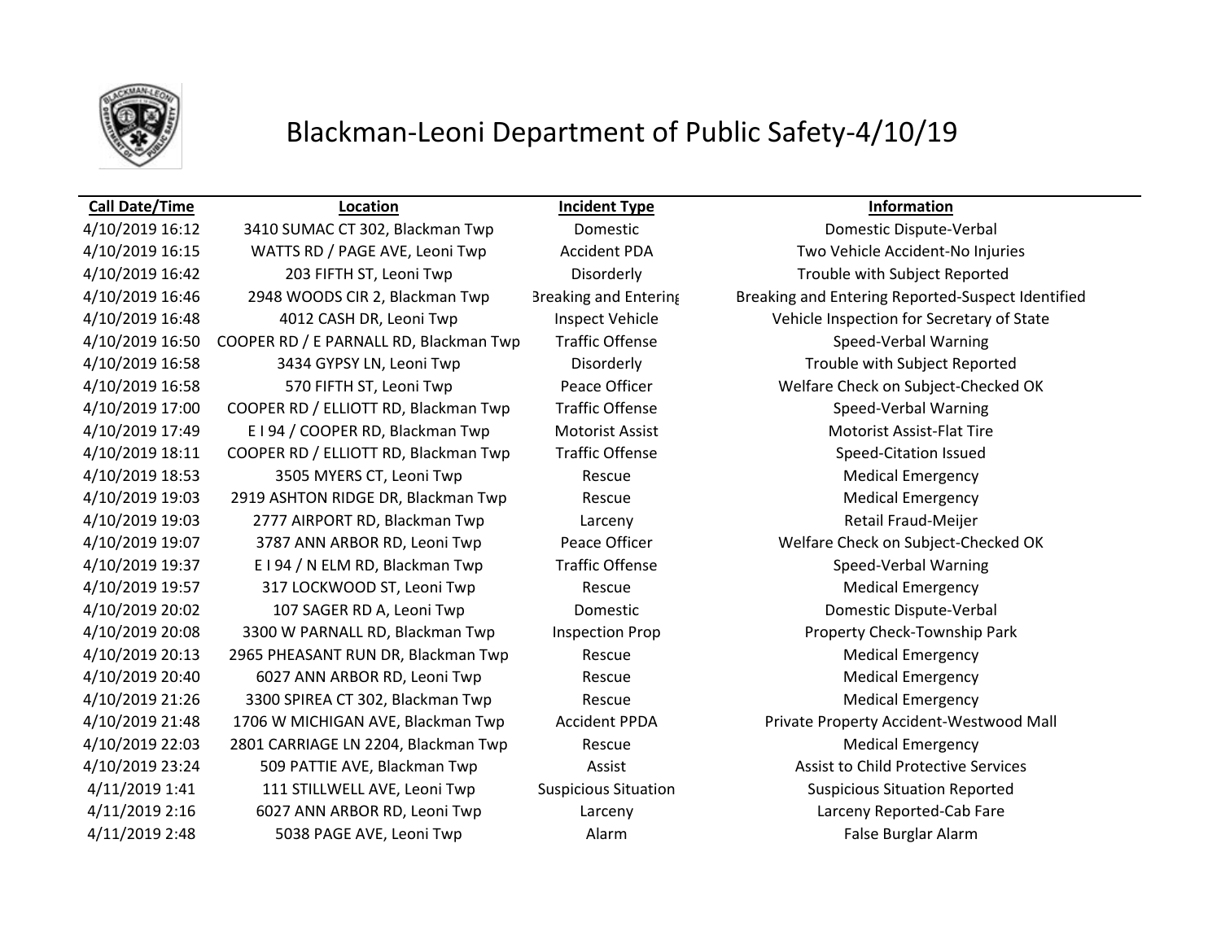# Blackman-Leoni Department of Public Safety-4/10/19

| Call Date/Time | Location | Incident Type | Information |
|---|---|---|---|
| 4/10/2019 16:12 | 3410 SUMAC CT 302, Blackman Twp | Domestic | Domestic Dispute-Verbal |
| 4/10/2019 16:15 | WATTS RD / PAGE AVE, Leoni Twp | Accident PDA | Two Vehicle Accident-No Injuries |
| 4/10/2019 16:42 | 203 FIFTH ST, Leoni Twp | Disorderly | Trouble with Subject Reported |
| 4/10/2019 16:46 | 2948 WOODS CIR 2, Blackman Twp | Breaking and Entering | Breaking and Entering Reported-Suspect Identified |
| 4/10/2019 16:48 | 4012 CASH DR, Leoni Twp | Inspect Vehicle | Vehicle Inspection for Secretary of State |
| 4/10/2019 16:50 | COOPER RD / E PARNALL RD, Blackman Twp | Traffic Offense | Speed-Verbal Warning |
| 4/10/2019 16:58 | 3434 GYPSY LN, Leoni Twp | Disorderly | Trouble with Subject Reported |
| 4/10/2019 16:58 | 570 FIFTH ST, Leoni Twp | Peace Officer | Welfare Check on Subject-Checked OK |
| 4/10/2019 17:00 | COOPER RD / ELLIOTT RD, Blackman Twp | Traffic Offense | Speed-Verbal Warning |
| 4/10/2019 17:49 | E I 94 / COOPER RD, Blackman Twp | Motorist Assist | Motorist Assist-Flat Tire |
| 4/10/2019 18:11 | COOPER RD / ELLIOTT RD, Blackman Twp | Traffic Offense | Speed-Citation Issued |
| 4/10/2019 18:53 | 3505 MYERS CT, Leoni Twp | Rescue | Medical Emergency |
| 4/10/2019 19:03 | 2919 ASHTON RIDGE DR, Blackman Twp | Rescue | Medical Emergency |
| 4/10/2019 19:03 | 2777 AIRPORT RD, Blackman Twp | Larceny | Retail Fraud-Meijer |
| 4/10/2019 19:07 | 3787 ANN ARBOR RD, Leoni Twp | Peace Officer | Welfare Check on Subject-Checked OK |
| 4/10/2019 19:37 | E I 94 / N ELM RD, Blackman Twp | Traffic Offense | Speed-Verbal Warning |
| 4/10/2019 19:57 | 317 LOCKWOOD ST, Leoni Twp | Rescue | Medical Emergency |
| 4/10/2019 20:02 | 107 SAGER RD A, Leoni Twp | Domestic | Domestic Dispute-Verbal |
| 4/10/2019 20:08 | 3300 W PARNALL RD, Blackman Twp | Inspection Prop | Property Check-Township Park |
| 4/10/2019 20:13 | 2965 PHEASANT RUN DR, Blackman Twp | Rescue | Medical Emergency |
| 4/10/2019 20:40 | 6027 ANN ARBOR RD, Leoni Twp | Rescue | Medical Emergency |
| 4/10/2019 21:26 | 3300 SPIREA CT 302, Blackman Twp | Rescue | Medical Emergency |
| 4/10/2019 21:48 | 1706 W MICHIGAN AVE, Blackman Twp | Accident PPDA | Private Property Accident-Westwood Mall |
| 4/10/2019 22:03 | 2801 CARRIAGE LN 2204, Blackman Twp | Rescue | Medical Emergency |
| 4/10/2019 23:24 | 509 PATTIE AVE, Blackman Twp | Assist | Assist to Child Protective Services |
| 4/11/2019 1:41 | 111 STILLWELL AVE, Leoni Twp | Suspicious Situation | Suspicious Situation Reported |
| 4/11/2019 2:16 | 6027 ANN ARBOR RD, Leoni Twp | Larceny | Larceny Reported-Cab Fare |
| 4/11/2019 2:48 | 5038 PAGE AVE, Leoni Twp | Alarm | False Burglar Alarm |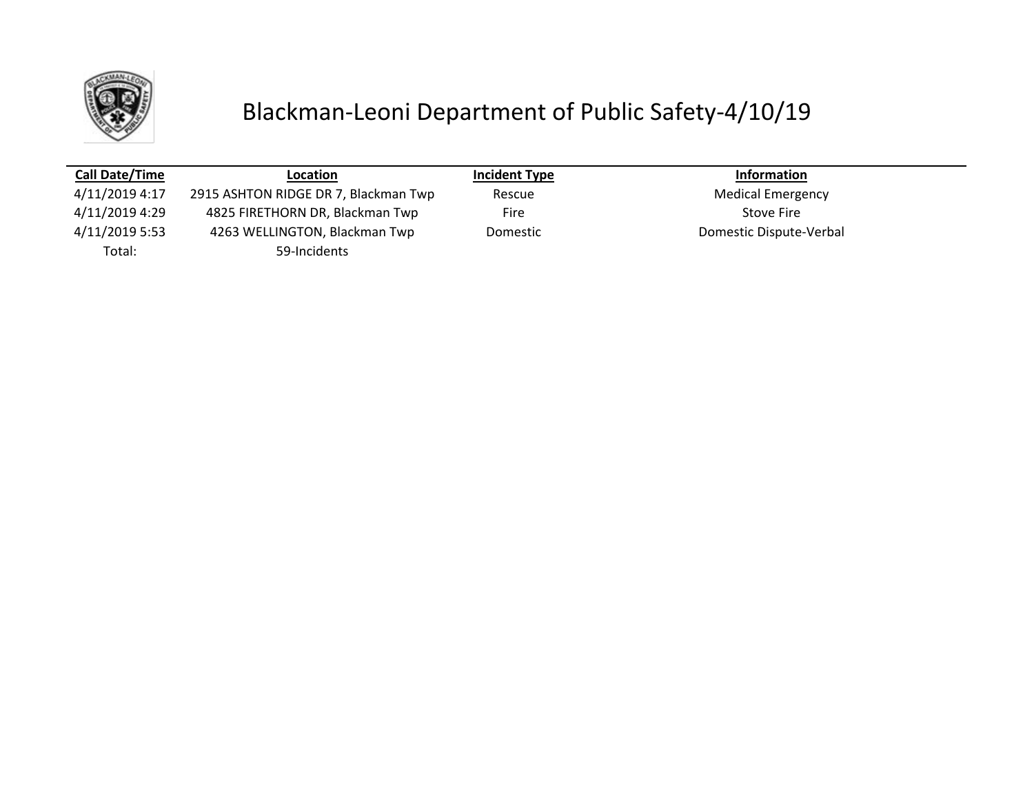# Blackman-Leoni Department of Public Safety-4/10/19

| Call Date/Time | Location | Incident Type | Information |
|---|---|---|---|
| 4/11/2019 4:17 | 2915 ASHTON RIDGE DR 7, Blackman Twp | Rescue | Medical Emergency |
| 4/11/2019 4:29 | 4825 FIRETHORN DR, Blackman Twp | Fire | Stove Fire |
| 4/11/2019 5:53 | 4263 WELLINGTON, Blackman Twp | Domestic | Domestic Dispute-Verbal |
| Total: | 59-Incidents | | |